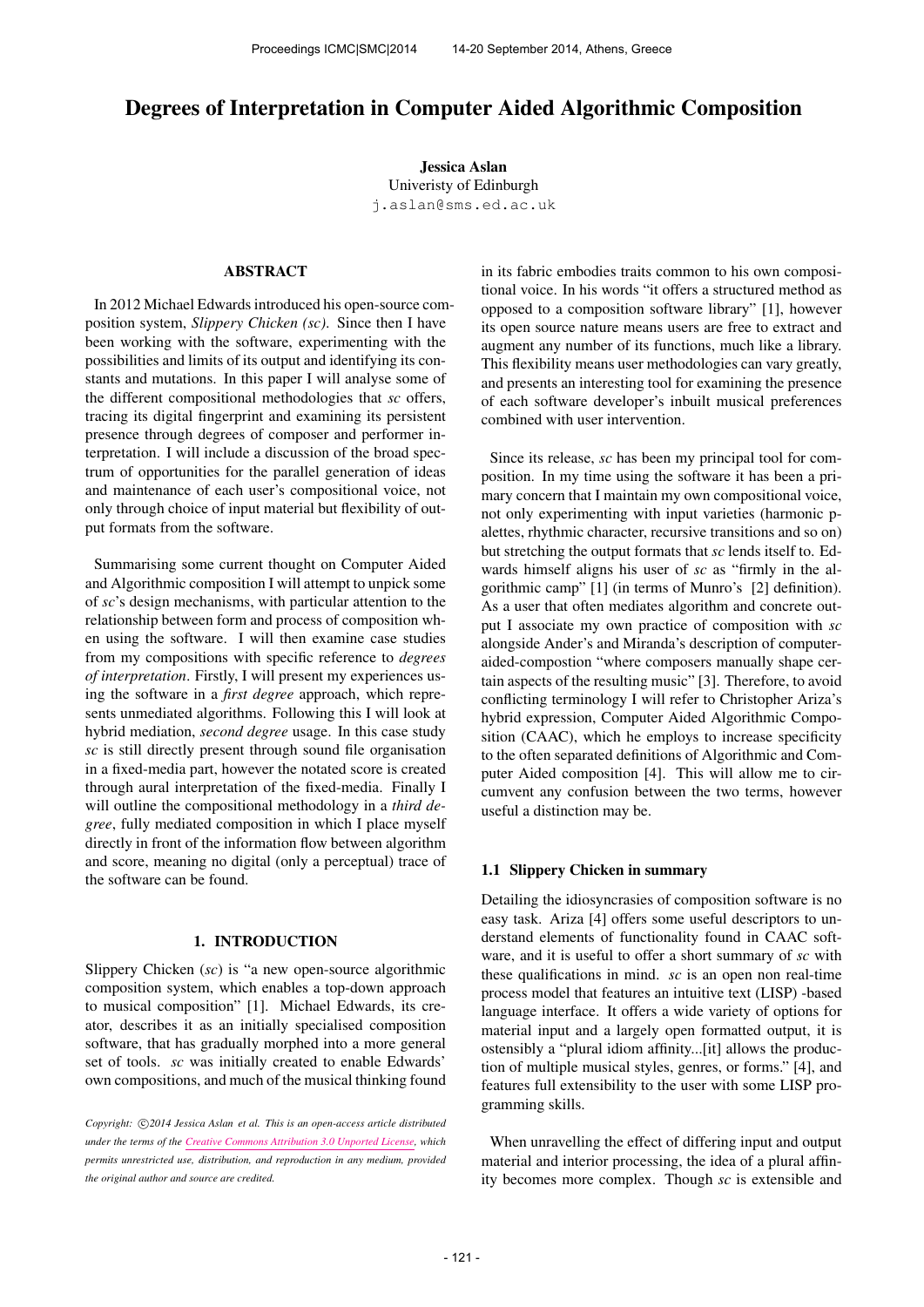# Degrees of Interpretation in Computer Aided Algorithmic Composition

**Jessica Aslan**
Univeristy of Edinburgh
j.aslan@sms.ed.ac.uk

## ABSTRACT

In 2012 Michael Edwards introduced his open-source composition system, *Slippery Chicken (sc)*. Since then I have been working with the software, experimenting with the possibilities and limits of its output and identifying its constants and mutations. In this paper I will analyse some of the different compositional methodologies that *sc* offers, tracing its digital fingerprint and examining its persistent presence through degrees of composer and performer interpretation. I will include a discussion of the broad spectrum of opportunities for the parallel generation of ideas and maintenance of each user's compositional voice, not only through choice of input material but flexibility of output formats from the software.

Summarising some current thought on Computer Aided and Algorithmic composition I will attempt to unpick some of *sc*'s design mechanisms, with particular attention to the relationship between form and process of composition when using the software. I will then examine case studies from my compositions with specific reference to *degrees of interpretation*. Firstly, I will present my experiences using the software in a *first degree* approach, which represents unmediated algorithms. Following this I will look at hybrid mediation, *second degree* usage. In this case study *sc* is still directly present through sound file organisation in a fixed-media part, however the notated score is created through aural interpretation of the fixed-media. Finally I will outline the compositional methodology in a *third degree*, fully mediated composition in which I place myself directly in front of the information flow between algorithm and score, meaning no digital (only a perceptual) trace of the software can be found.

## 1. INTRODUCTION

Slippery Chicken (*sc*) is "a new open-source algorithmic composition system, which enables a top-down approach to musical composition" [1]. Michael Edwards, its creator, describes it as an initially specialised composition software, that has gradually morphed into a more general set of tools. *sc* was initially created to enable Edwards' own compositions, and much of the musical thinking found in its fabric embodies traits common to his own compositional voice. In his words "it offers a structured method as opposed to a composition software library" [1], however its open source nature means users are free to extract and augment any number of its functions, much like a library. This flexibility means user methodologies can vary greatly, and presents an interesting tool for examining the presence of each software developer's inbuilt musical preferences combined with user intervention.

Since its release, *sc* has been my principal tool for composition. In my time using the software it has been a primary concern that I maintain my own compositional voice, not only experimenting with input varieties (harmonic palettes, rhythmic character, recursive transitions and so on) but stretching the output formats that *sc* lends itself to. Edwards himself aligns his user of *sc* as "firmly in the algorithmic camp" [1] (in terms of Munro's [2] definition). As a user that often mediates algorithm and concrete output I associate my own practice of composition with *sc* alongside Ander's and Miranda's description of computer-aided-compostion "where composers manually shape certain aspects of the resulting music" [3]. Therefore, to avoid conflicting terminology I will refer to Christopher Ariza's hybrid expression, Computer Aided Algorithmic Composition (CAAC), which he employs to increase specificity to the often separated definitions of Algorithmic and Computer Aided composition [4]. This will allow me to circumvent any confusion between the two terms, however useful a distinction may be.

### 1.1 Slippery Chicken in summary

Detailing the idiosyncracies of composition software is no easy task. Ariza [4] offers some useful descriptors to understand elements of functionality found in CAAC software, and it is useful to offer a short summary of *sc* with these qualifications in mind. *sc* is an open non real-time process model that features an intuitive text (LISP) -based language interface. It offers a wide variety of options for material input and a largely open formatted output, it is ostensibly a "plural idiom affinity...[it] allows the production of multiple musical styles, genres, or forms." [4], and features full extensibility to the user with some LISP programming skills.

When unravelling the effect of differing input and output material and interior processing, the idea of a plural affinity becomes more complex. Though *sc* is extensible and

*Copyright: ©2014 Jessica Aslan et al. This is an open-access article distributed under the terms of the Creative Commons Attribution 3.0 Unported License, which permits unrestricted use, distribution, and reproduction in any medium, provided the original author and source are credited.*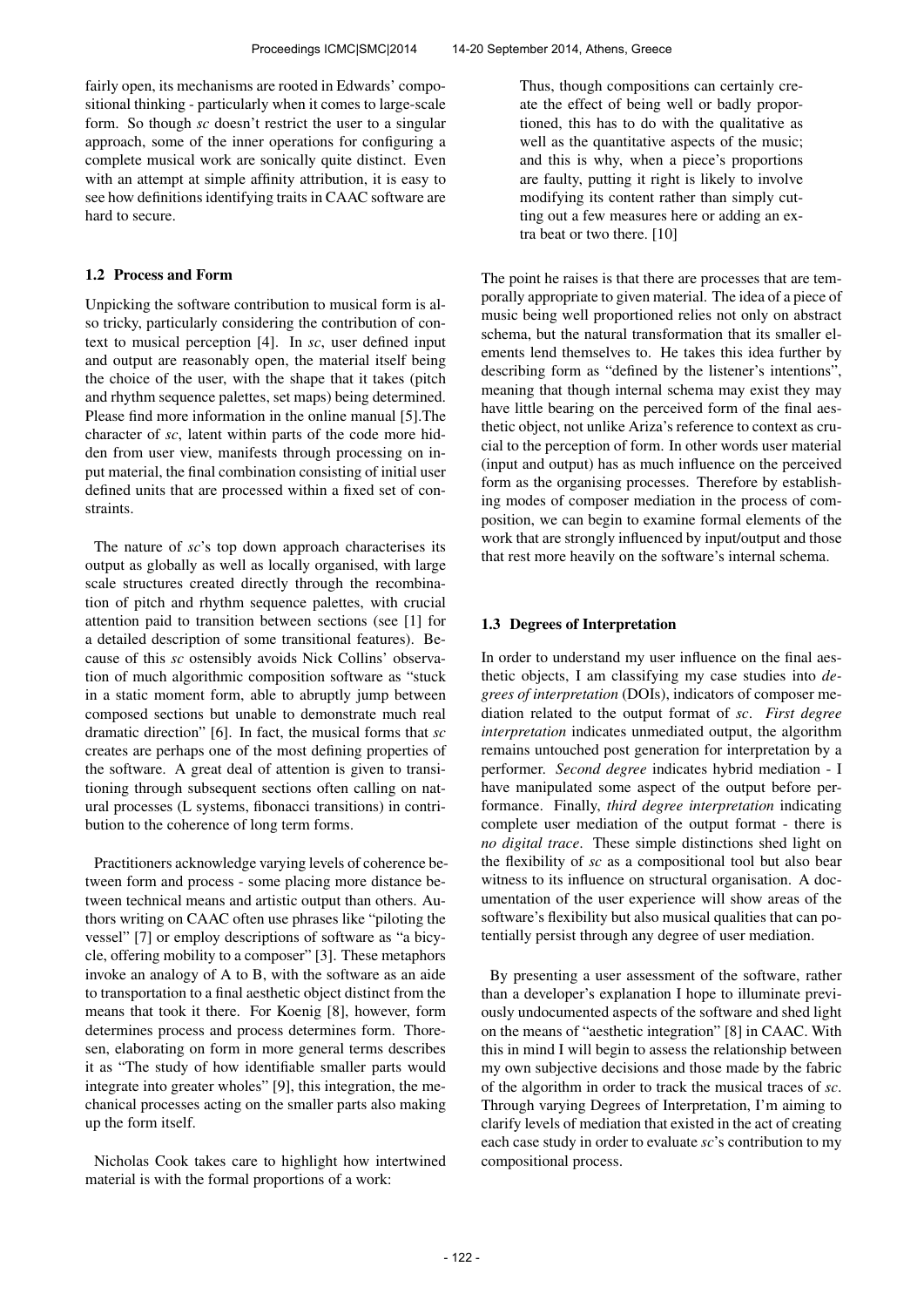fairly open, its mechanisms are rooted in Edwards' compositional thinking - particularly when it comes to large-scale form. So though *sc* doesn't restrict the user to a singular approach, some of the inner operations for configuring a complete musical work are sonically quite distinct. Even with an attempt at simple affinity attribution, it is easy to see how definitions identifying traits in CAAC software are hard to secure.

### 1.2 Process and Form

Unpicking the software contribution to musical form is also tricky, particularly considering the contribution of context to musical perception [4]. In *sc*, user defined input and output are reasonably open, the material itself being the choice of the user, with the shape that it takes (pitch and rhythm sequence palettes, set maps) being determined. Please find more information in the online manual [5].The character of *sc*, latent within parts of the code more hidden from user view, manifests through processing on input material, the final combination consisting of initial user defined units that are processed within a fixed set of constraints.

The nature of *sc*'s top down approach characterises its output as globally as well as locally organised, with large scale structures created directly through the recombination of pitch and rhythm sequence palettes, with crucial attention paid to transition between sections (see [1] for a detailed description of some transitional features). Because of this *sc* ostensibly avoids Nick Collins' observation of much algorithmic composition software as "stuck in a static moment form, able to abruptly jump between composed sections but unable to demonstrate much real dramatic direction" [6]. In fact, the musical forms that *sc* creates are perhaps one of the most defining properties of the software. A great deal of attention is given to transitioning through subsequent sections often calling on natural processes (L systems, fibonacci transitions) in contribution to the coherence of long term forms.

Practitioners acknowledge varying levels of coherence between form and process - some placing more distance between technical means and artistic output than others. Authors writing on CAAC often use phrases like "piloting the vessel" [7] or employ descriptions of software as "a bicycle, offering mobility to a composer" [3]. These metaphors invoke an analogy of A to B, with the software as an aide to transportation to a final aesthetic object distinct from the means that took it there. For Koenig [8], however, form determines process and process determines form. Thoresen, elaborating on form in more general terms describes it as "The study of how identifiable smaller parts would integrate into greater wholes" [9], this integration, the mechanical processes acting on the smaller parts also making up the form itself.

Nicholas Cook takes care to highlight how intertwined material is with the formal proportions of a work:

> Thus, though compositions can certainly create the effect of being well or badly proportioned, this has to do with the qualitative as well as the quantitative aspects of the music; and this is why, when a piece's proportions are faulty, putting it right is likely to involve modifying its content rather than simply cutting out a few measures here or adding an extra beat or two there. [10]

The point he raises is that there are processes that are temporally appropriate to given material. The idea of a piece of music being well proportioned relies not only on abstract schema, but the natural transformation that its smaller elements lend themselves to. He takes this idea further by describing form as "defined by the listener's intentions", meaning that though internal schema may exist they may have little bearing on the perceived form of the final aesthetic object, not unlike Ariza's reference to context as crucial to the perception of form. In other words user material (input and output) has as much influence on the perceived form as the organising processes. Therefore by establishing modes of composer mediation in the process of composition, we can begin to examine formal elements of the work that are strongly influenced by input/output and those that rest more heavily on the software's internal schema.

### 1.3 Degrees of Interpretation

In order to understand my user influence on the final aesthetic objects, I am classifying my case studies into *degrees of interpretation* (DOIs), indicators of composer mediation related to the output format of *sc*. *First degree interpretation* indicates unmediated output, the algorithm remains untouched post generation for interpretation by a performer. *Second degree* indicates hybrid mediation - I have manipulated some aspect of the output before performance. Finally, *third degree interpretation* indicating complete user mediation of the output format - there is *no digital trace*. These simple distinctions shed light on the flexibility of *sc* as a compositional tool but also bear witness to its influence on structural organisation. A documentation of the user experience will show areas of the software's flexibility but also musical qualities that can potentially persist through any degree of user mediation.

By presenting a user assessment of the software, rather than a developer's explanation I hope to illuminate previously undocumented aspects of the software and shed light on the means of "aesthetic integration" [8] in CAAC. With this in mind I will begin to assess the relationship between my own subjective decisions and those made by the fabric of the algorithm in order to track the musical traces of *sc*. Through varying Degrees of Interpretation, I'm aiming to clarify levels of mediation that existed in the act of creating each case study in order to evaluate *sc*'s contribution to my compositional process.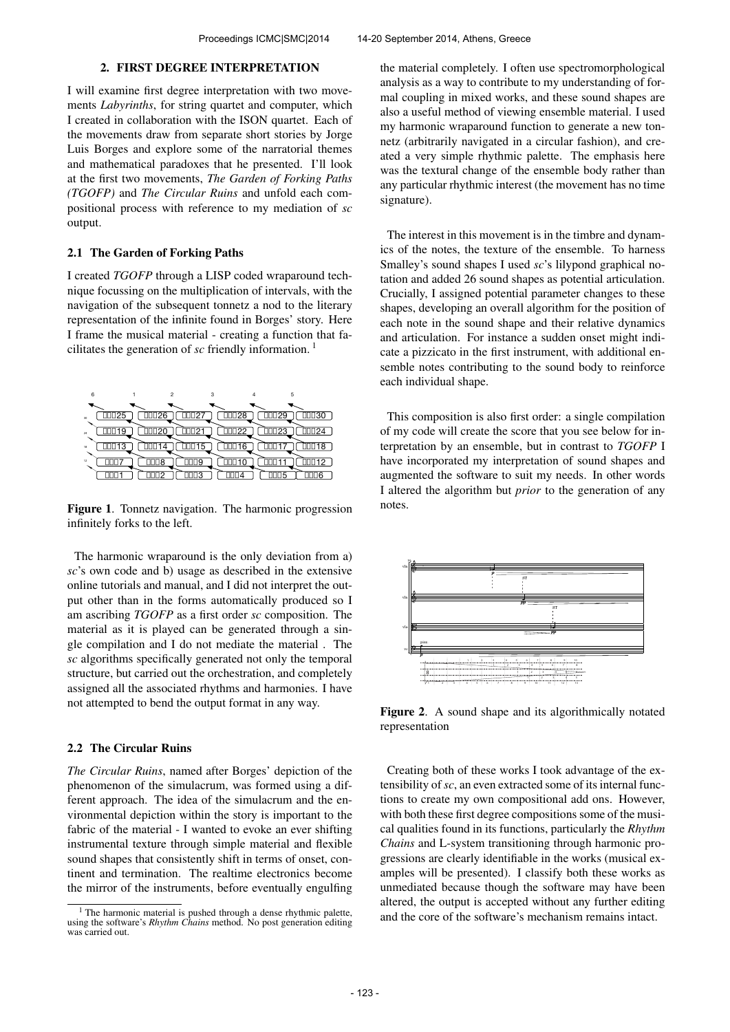## 2. FIRST DEGREE INTERPRETATION

I will examine first degree interpretation with two movements *Labyrinths*, for string quartet and computer, which I created in collaboration with the ISON quartet. Each of the movements draw from separate short stories by Jorge Luis Borges and explore some of the narratorial themes and mathematical paradoxes that he presented. I'll look at the first two movements, *The Garden of Forking Paths (TGOFP)* and *The Circular Ruins* and unfold each compositional process with reference to my mediation of *sc* output.

### 2.1 The Garden of Forking Paths

I created *TGOFP* through a LISP coded wraparound technique focussing on the multiplication of intervals, with the navigation of the subsequent tonnetz a nod to the literary representation of the infinite found in Borges' story. Here I frame the musical material - creating a function that facilitates the generation of *sc* friendly information. [1]

**Figure 1**. Tonnetz navigation. The harmonic progression infinitely forks to the left.

The harmonic wraparound is the only deviation from a) *sc*'s own code and b) usage as described in the extensive online tutorials and manual, and I did not interpret the output other than in the forms automatically produced so I am ascribing *TGOFP* as a first order *sc* composition. The material as it is played can be generated through a single compilation and I do not mediate the material . The *sc* algorithms specifically generated not only the temporal structure, but carried out the orchestration, and completely assigned all the associated rhythms and harmonies. I have not attempted to bend the output format in any way.

### 2.2 The Circular Ruins

*The Circular Ruins*, named after Borges' depiction of the phenomenon of the simulacrum, was formed using a different approach. The idea of the simulacrum and the environmental depiction within the story is important to the fabric of the material - I wanted to evoke an ever shifting instrumental texture through simple material and flexible sound shapes that consistently shift in terms of onset, continent and termination. The realtime electronics become the mirror of the instruments, before eventually engulfing the material completely. I often use spectromorphological analysis as a way to contribute to my understanding of formal coupling in mixed works, and these sound shapes are also a useful method of viewing ensemble material. I used my harmonic wraparound function to generate a new tonnetz (arbitrarily navigated in a circular fashion), and created a very simple rhythmic palette. The emphasis here was the textural change of the ensemble body rather than any particular rhythmic interest (the movement has no time signature).

The interest in this movement is in the timbre and dynamics of the notes, the texture of the ensemble. To harness Smalley's sound shapes I used *sc*'s lilypond graphical notation and added 26 sound shapes as potential articulation. Crucially, I assigned potential parameter changes to these shapes, developing an overall algorithm for the position of each note in the sound shape and their relative dynamics and articulation. For instance a sudden onset might indicate a pizzicato in the first instrument, with additional ensemble notes contributing to the sound body to reinforce each individual shape.

This composition is also first order: a single compilation of my code will create the score that you see below for interpretation by an ensemble, but in contrast to *TGOFP* I have incorporated my interpretation of sound shapes and augmented the software to suit my needs. In other words I altered the algorithm but *prior* to the generation of any notes.

**Figure 2**. A sound shape and its algorithmically notated representation

Creating both of these works I took advantage of the extensibility of *sc*, an even extracted some of its internal functions to create my own compositional add ons. However, with both these first degree compositions some of the musical qualities found in its functions, particularly the *Rhythm Chains* and L-system transitioning through harmonic progressions are clearly identifiable in the works (musical examples will be presented). I classify both these works as unmediated because though the software may have been altered, the output is accepted without any further editing and the core of the software's mechanism remains intact.

[1] The harmonic material is pushed through a dense rhythmic palette, using the software's *Rhythm Chains* method. No post generation editing was carried out.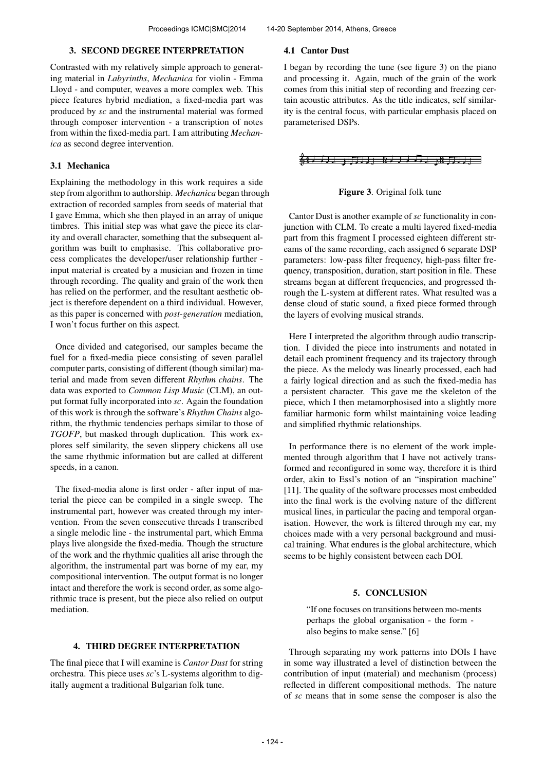## 3. SECOND DEGREE INTERPRETATION

Contrasted with my relatively simple approach to generating material in *Labyrinths*, *Mechanica* for violin - Emma Lloyd - and computer, weaves a more complex web. This piece features hybrid mediation, a fixed-media part was produced by *sc* and the instrumental material was formed through composer intervention - a transcription of notes from within the fixed-media part. I am attributing *Mechanica* as second degree intervention.

### 3.1 Mechanica

Explaining the methodology in this work requires a side step from algorithm to authorship. *Mechanica* began through extraction of recorded samples from seeds of material that I gave Emma, which she then played in an array of unique timbres. This initial step was what gave the piece its clarity and overall character, something that the subsequent algorithm was built to emphasise. This collaborative process complicates the developer/user relationship further - input material is created by a musician and frozen in time through recording. The quality and grain of the work then has relied on the performer, and the resultant aesthetic object is therefore dependent on a third individual. However, as this paper is concerned with *post-generation* mediation, I won't focus further on this aspect.

Once divided and categorised, our samples became the fuel for a fixed-media piece consisting of seven parallel computer parts, consisting of different (though similar) material and made from seven different *Rhythm chains*. The data was exported to *Common Lisp Music* (CLM), an output format fully incorporated into *sc*. Again the foundation of this work is through the software's *Rhythm Chains* algorithm, the rhythmic tendencies perhaps similar to those of *TGOFP*, but masked through duplication. This work explores self similarity, the seven slippery chickens all use the same rhythmic information but are called at different speeds, in a canon.

The fixed-media alone is first order - after input of material the piece can be compiled in a single sweep. The instrumental part, however was created through my intervention. From the seven consecutive threads I transcribed a single melodic line - the instrumental part, which Emma plays live alongside the fixed-media. Though the structure of the work and the rhythmic qualities all arise through the algorithm, the instrumental part was borne of my ear, my compositional intervention. The output format is no longer intact and therefore the work is second order, as some algorithmic trace is present, but the piece also relied on output mediation.

## 4. THIRD DEGREE INTERPRETATION

The final piece that I will examine is *Cantor Dust* for string orchestra. This piece uses *sc*'s L-systems algorithm to digitally augment a traditional Bulgarian folk tune.

### 4.1 Cantor Dust

I began by recording the tune (see figure 3) on the piano and processing it. Again, much of the grain of the work comes from this initial step of recording and freezing certain acoustic attributes. As the title indicates, self similarity is the central focus, with particular emphasis placed on parameterised DSPs.

**Figure 3**. Original folk tune

Cantor Dust is another example of *sc* functionality in conjunction with CLM. To create a multi layered fixed-media part from this fragment I processed eighteen different streams of the same recording, each assigned 6 separate DSP parameters: low-pass filter frequency, high-pass filter frequency, transposition, duration, start position in file. These streams began at different frequencies, and progressed through the L-system at different rates. What resulted was a dense cloud of static sound, a fixed piece formed through the layers of evolving musical strands.

Here I interpreted the algorithm through audio transcription. I divided the piece into instruments and notated in detail each prominent frequency and its trajectory through the piece. As the melody was linearly processed, each had a fairly logical direction and as such the fixed-media has a persistent character. This gave me the skeleton of the piece, which I then metamorphosised into a slightly more familiar harmonic form whilst maintaining voice leading and simplified rhythmic relationships.

In performance there is no element of the work implemented through algorithm that I have not actively transformed and reconfigured in some way, therefore it is third order, akin to Essl's notion of an "inspiration machine" [11]. The quality of the software processes most embedded into the final work is the evolving nature of the different musical lines, in particular the pacing and temporal organisation. However, the work is filtered through my ear, my choices made with a very personal background and musical training. What endures is the global architecture, which seems to be highly consistent between each DOI.

## 5. CONCLUSION

> "If one focuses on transitions between mo-ments perhaps the global organisation - the form - also begins to make sense." [6]

Through separating my work patterns into DOIs I have in some way illustrated a level of distinction between the contribution of input (material) and mechanism (process) reflected in different compositional methods. The nature of *sc* means that in some sense the composer is also the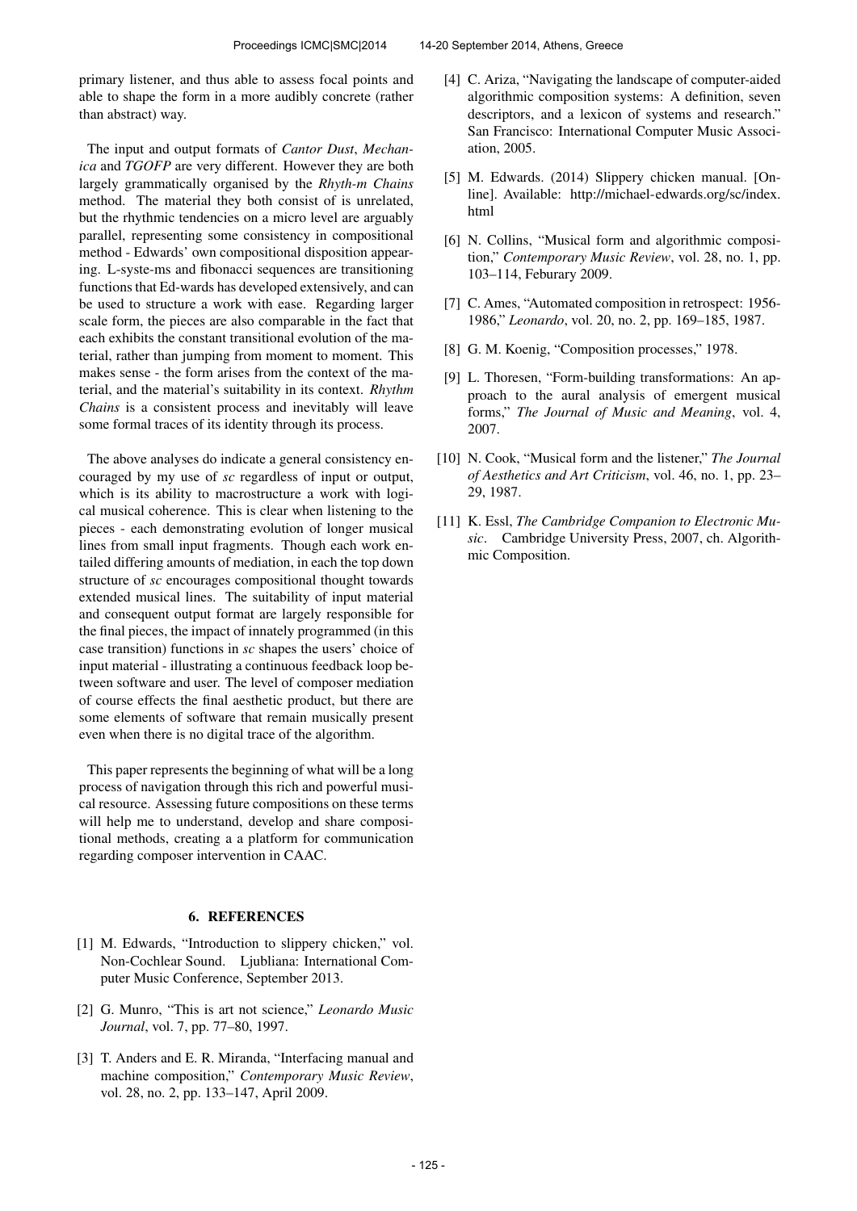primary listener, and thus able to assess focal points and able to shape the form in a more audibly concrete (rather than abstract) way.

The input and output formats of *Cantor Dust*, *Mechanica* and *TGOFP* are very different. However they are both largely grammatically organised by the *Rhyth-m Chains* method. The material they both consist of is unrelated, but the rhythmic tendencies on a micro level are arguably parallel, representing some consistency in compositional method - Edwards' own compositional disposition appearing. L-syste-ms and fibonacci sequences are transitioning functions that Ed-wards has developed extensively, and can be used to structure a work with ease. Regarding larger scale form, the pieces are also comparable in the fact that each exhibits the constant transitional evolution of the material, rather than jumping from moment to moment. This makes sense - the form arises from the context of the material, and the material's suitability in its context. *Rhythm Chains* is a consistent process and inevitably will leave some formal traces of its identity through its process.

The above analyses do indicate a general consistency encouraged by my use of *sc* regardless of input or output, which is its ability to macrostructure a work with logical musical coherence. This is clear when listening to the pieces - each demonstrating evolution of longer musical lines from small input fragments. Though each work entailed differing amounts of mediation, in each the top down structure of *sc* encourages compositional thought towards extended musical lines. The suitability of input material and consequent output format are largely responsible for the final pieces, the impact of innately programmed (in this case transition) functions in *sc* shapes the users' choice of input material - illustrating a continuous feedback loop between software and user. The level of composer mediation of course effects the final aesthetic product, but there are some elements of software that remain musically present even when there is no digital trace of the algorithm.

This paper represents the beginning of what will be a long process of navigation through this rich and powerful musical resource. Assessing future compositions on these terms will help me to understand, develop and share compositional methods, creating a a platform for communication regarding composer intervention in CAAC.

## 6. REFERENCES

[1] M. Edwards, "Introduction to slippery chicken," vol. Non-Cochlear Sound. Ljubliana: International Computer Music Conference, September 2013.

[2] G. Munro, "This is art not science," *Leonardo Music Journal*, vol. 7, pp. 77–80, 1997.

[3] T. Anders and E. R. Miranda, "Interfacing manual and machine composition," *Contemporary Music Review*, vol. 28, no. 2, pp. 133–147, April 2009.

[4] C. Ariza, "Navigating the landscape of computer-aided algorithmic composition systems: A definition, seven descriptors, and a lexicon of systems and research." San Francisco: International Computer Music Association, 2005.

[5] M. Edwards. (2014) Slippery chicken manual. [Online]. Available: http://michael-edwards.org/sc/index.html

[6] N. Collins, "Musical form and algorithmic composition," *Contemporary Music Review*, vol. 28, no. 1, pp. 103–114, Feburary 2009.

[7] C. Ames, "Automated composition in retrospect: 1956-1986," *Leonardo*, vol. 20, no. 2, pp. 169–185, 1987.

[8] G. M. Koenig, "Composition processes," 1978.

[9] L. Thoresen, "Form-building transformations: An approach to the aural analysis of emergent musical forms," *The Journal of Music and Meaning*, vol. 4, 2007.

[10] N. Cook, "Musical form and the listener," *The Journal of Aesthetics and Art Criticism*, vol. 46, no. 1, pp. 23–29, 1987.

[11] K. Essl, *The Cambridge Companion to Electronic Music*. Cambridge University Press, 2007, ch. Algorithmic Composition.